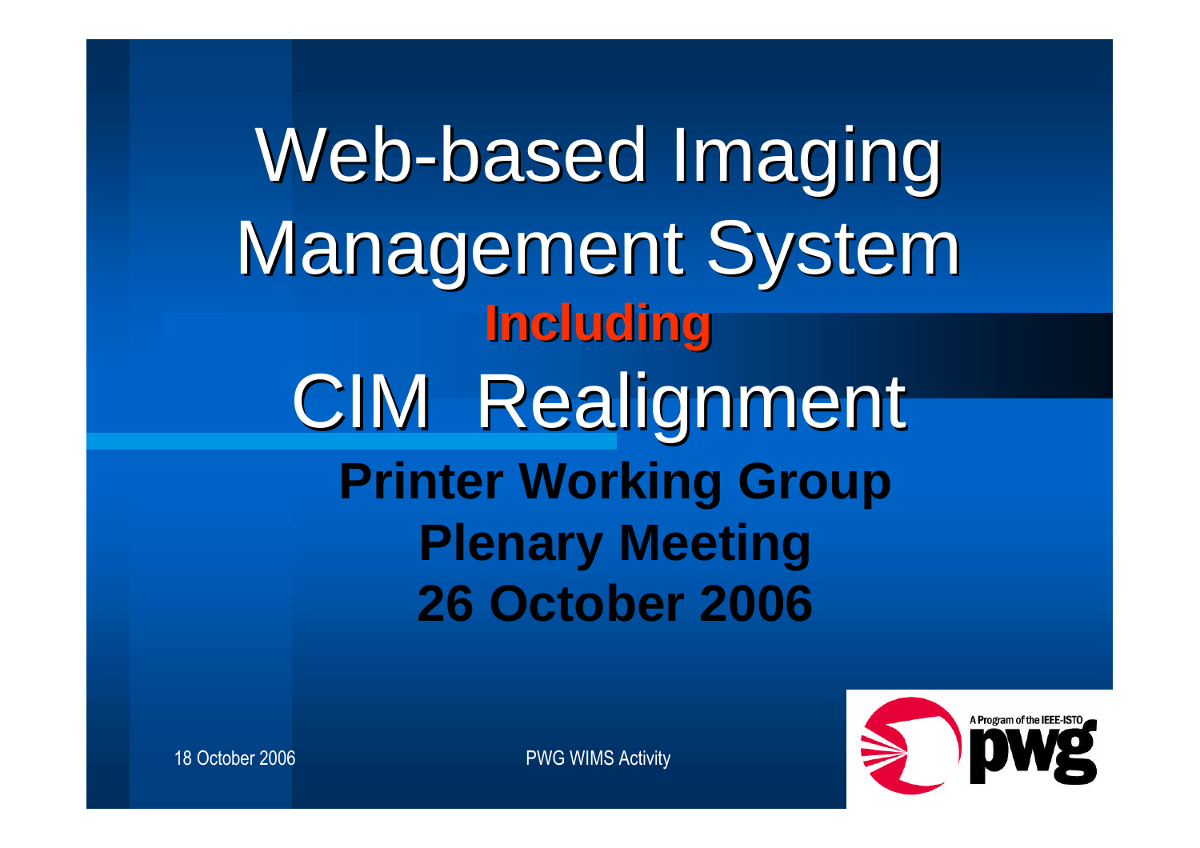# Web-based Imaging Management System

**Including**

# CIM Realignment

**Printer Working Group**

**Plenary Meeting**

**26 October 2006**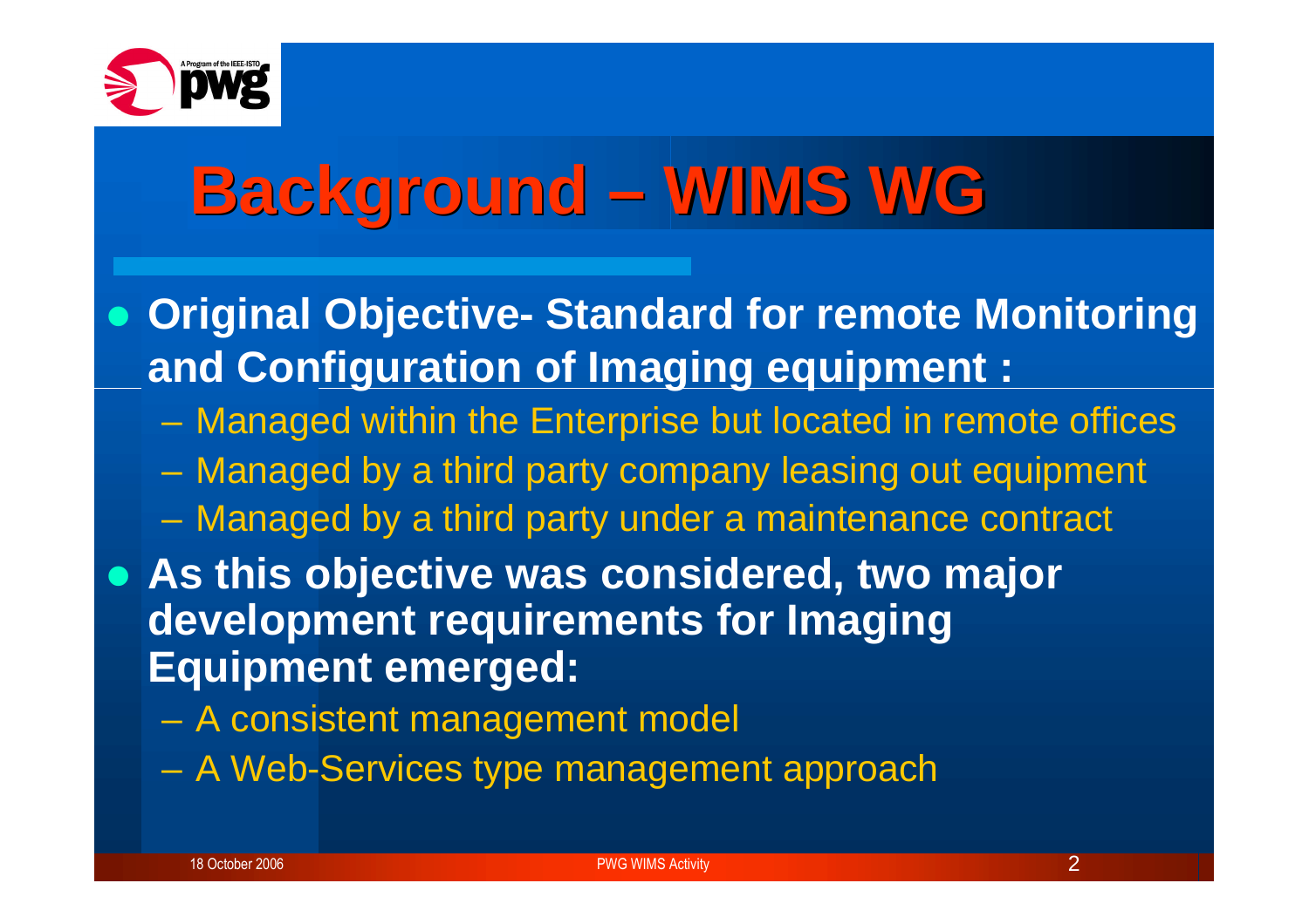# Background – WIMS WG

- **Original Objective- Standard for remote Monitoring and Configuration of Imaging equipment :**
  - Managed within the Enterprise but located in remote offices
  - Managed by a third party company leasing out equipment
  - Managed by a third party under a maintenance contract
- **As this objective was considered, two major development requirements for Imaging Equipment emerged:**
  - A consistent management model
  - A Web-Services type management approach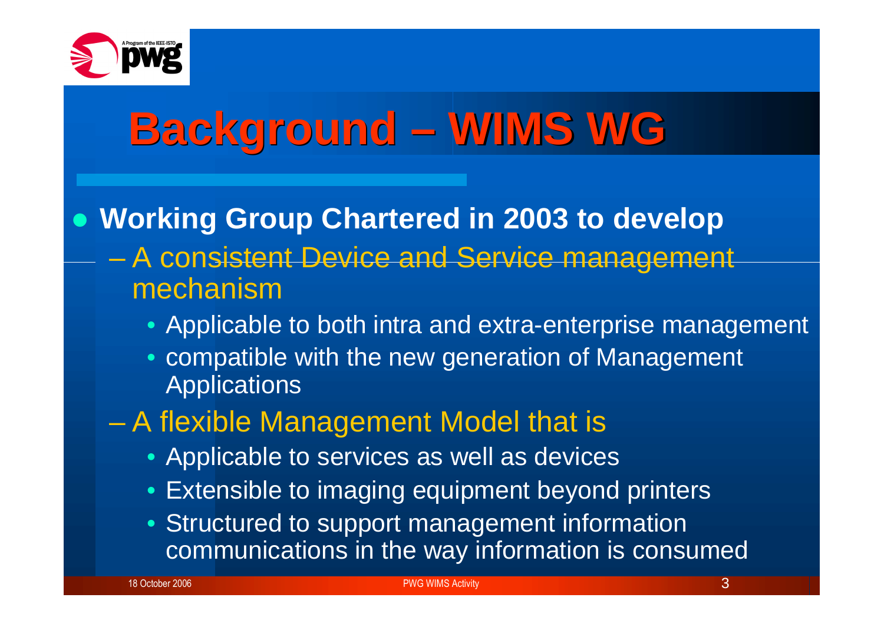# Background – WIMS WG

- **Working Group Chartered in 2003 to develop**
  - A consistent Device and Service management mechanism
    - Applicable to both intra and extra-enterprise management
    - compatible with the new generation of Management Applications
  - A flexible Management Model that is
    - Applicable to services as well as devices
    - Extensible to imaging equipment beyond printers
    - Structured to support management information communications in the way information is consumed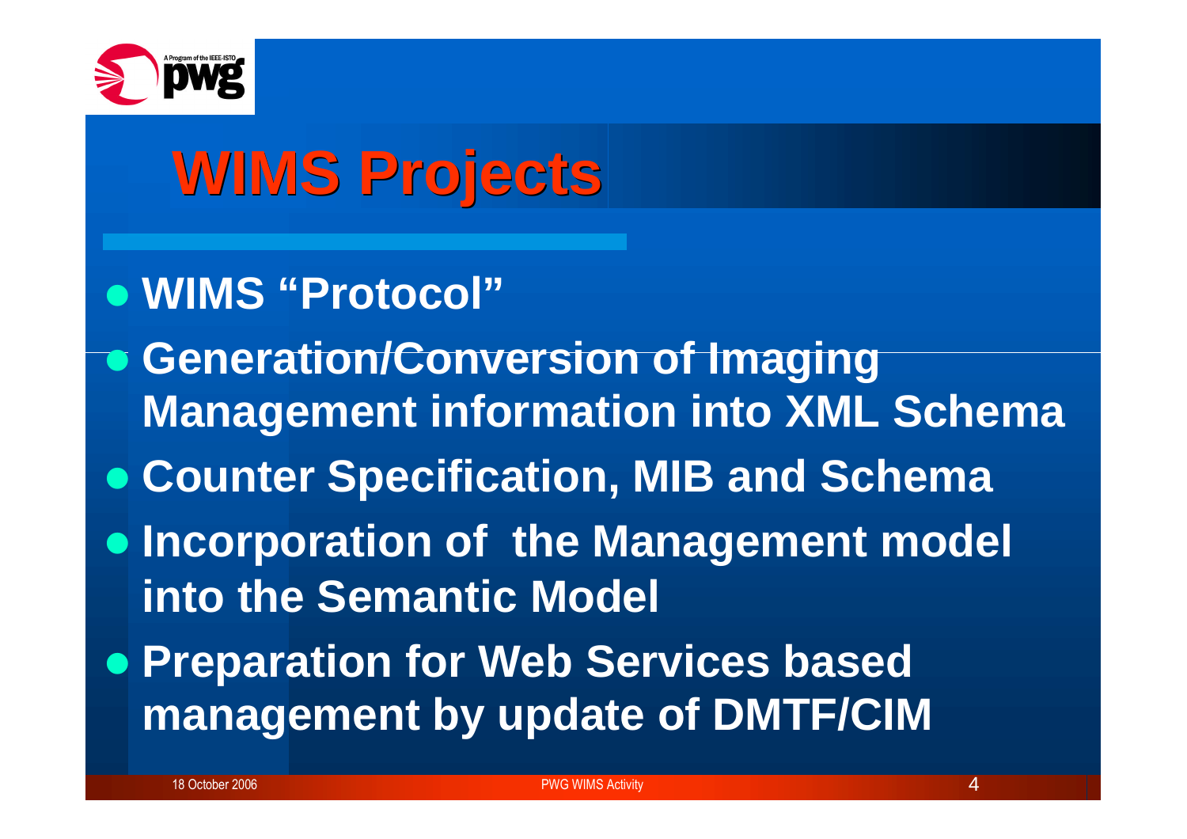# WIMS Projects

- WIMS "Protocol"
- Generation/Conversion of Imaging Management information into XML Schema
- Counter Specification, MIB and Schema
- Incorporation of the Management model into the Semantic Model
- Preparation for Web Services based management by update of DMTF/CIM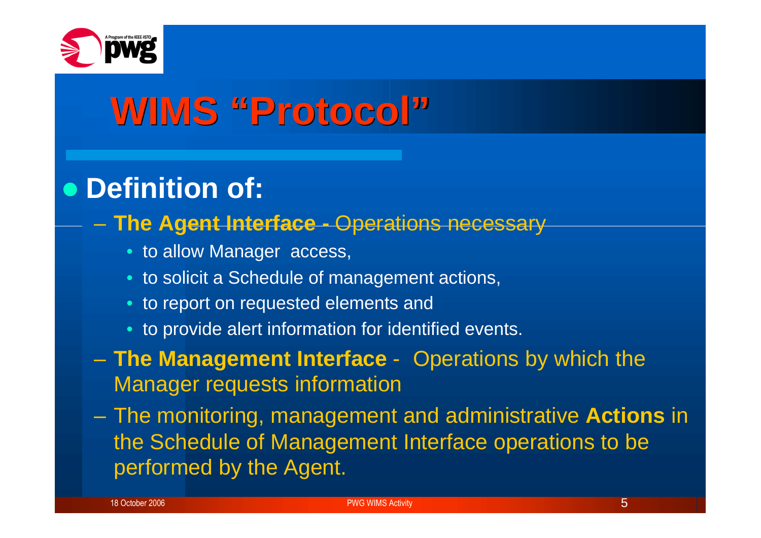# WIMS "Protocol"

- **Definition of:**
  - **The Agent Interface -** Operations necessary
    - to allow Manager access,
    - to solicit a Schedule of management actions,
    - to report on requested elements and
    - to provide alert information for identified events.
  - **The Management Interface** - Operations by which the Manager requests information
  - The monitoring, management and administrative **Actions** in the Schedule of Management Interface operations to be performed by the Agent.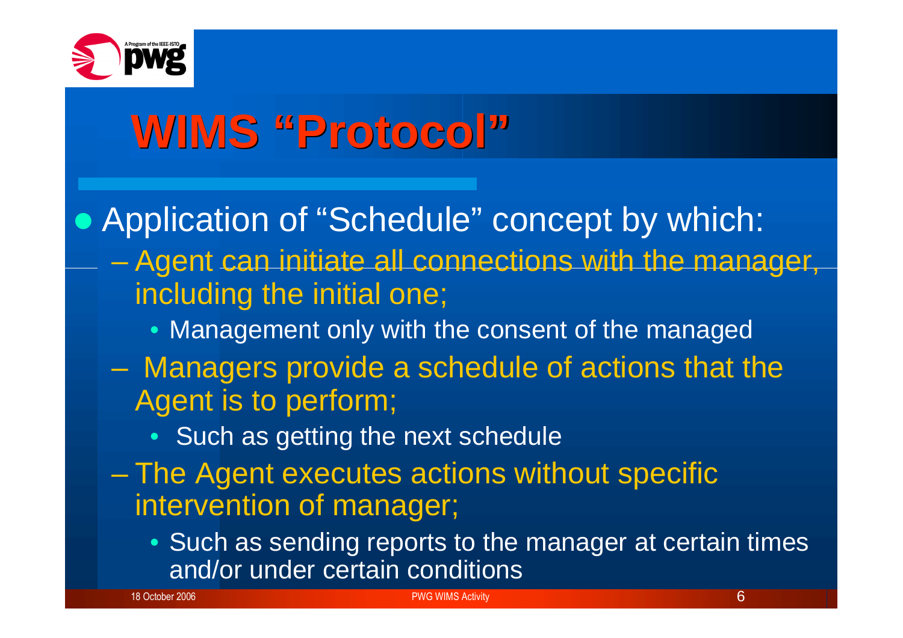# WIMS "Protocol"

- Application of "Schedule" concept by which:
  - Agent can initiate all connections with the manager, including the initial one;
    - Management only with the consent of the managed
  - Managers provide a schedule of actions that the Agent is to perform;
    - Such as getting the next schedule
  - The Agent executes actions without specific intervention of manager;
    - Such as sending reports to the manager at certain times and/or under certain conditions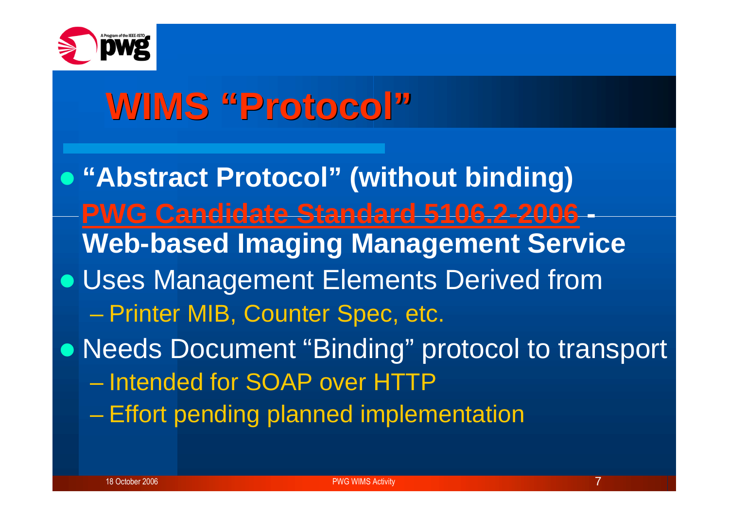# WIMS "Protocol"

- **"Abstract Protocol" (without binding) PWG Candidate Standard 5106.2-2006 - Web-based Imaging Management Service**
- Uses Management Elements Derived from
  - Printer MIB, Counter Spec, etc.
- Needs Document "Binding" protocol to transport
  - Intended for SOAP over HTTP
  - Effort pending planned implementation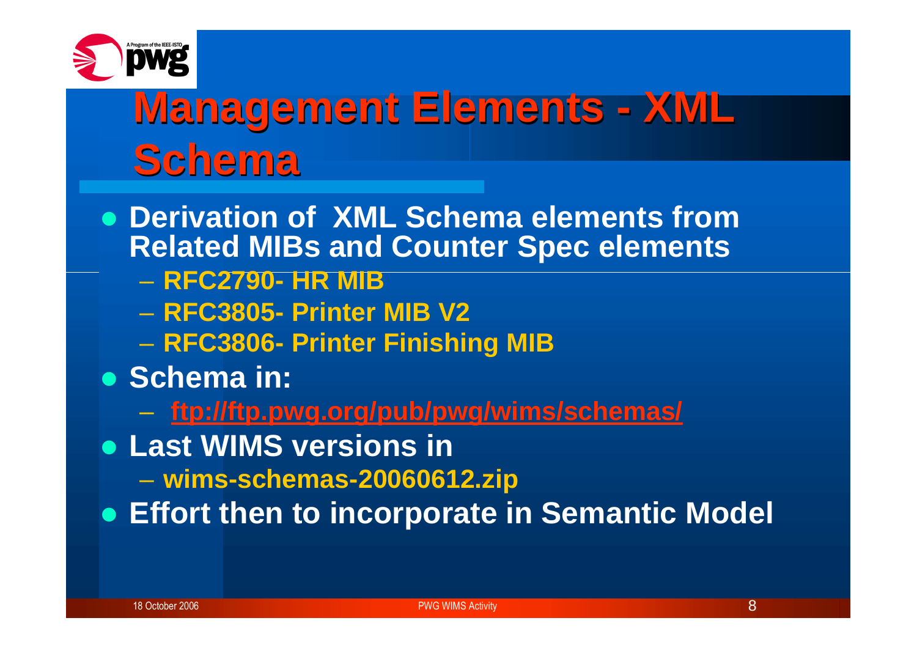# Management Elements - XML Schema

- **Derivation of XML Schema elements from Related MIBs and Counter Spec elements**
  - **RFC2790- HR MIB**
  - **RFC3805- Printer MIB V2**
  - **RFC3806- Printer Finishing MIB**
- **Schema in:**
  - **ftp://ftp.pwg.org/pub/pwg/wims/schemas/**
- **Last WIMS versions in**
  - **wims-schemas-20060612.zip**
- **Effort then to incorporate in Semantic Model**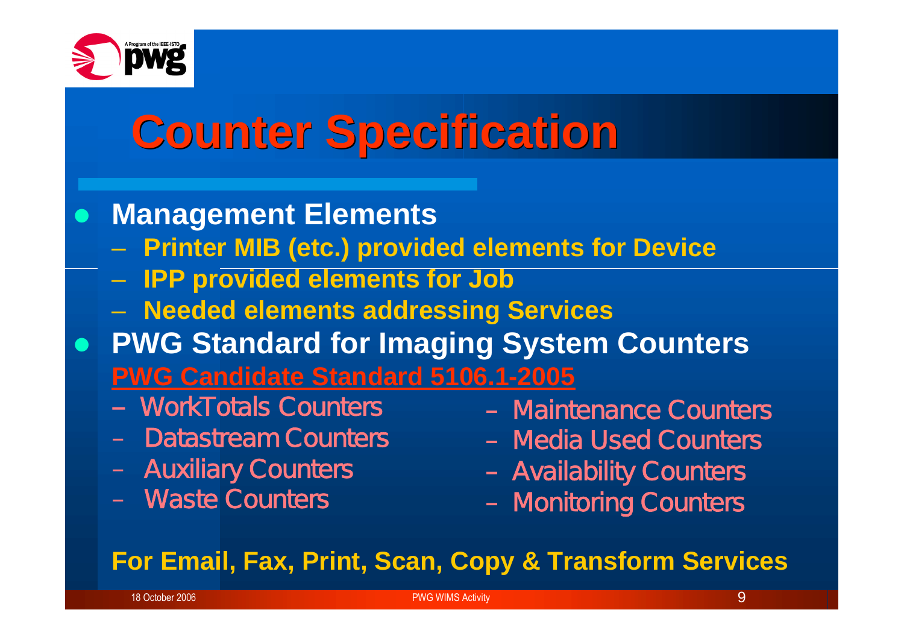# Counter Specification

- **Management Elements**
  - **Printer MIB (etc.) provided elements for Device**
  - **IPP provided elements for Job**
  - **Needed elements addressing Services**
- **PWG Standard for Imaging System Counters**
  **PWG Candidate Standard 5106.1-2005**
  - WorkTotals Counters
  - Datastream Counters
  - Auxiliary Counters
  - Waste Counters
  - Maintenance Counters
  - Media Used Counters
  - Availability Counters
  - Monitoring Counters

**For Email, Fax, Print, Scan, Copy & Transform Services**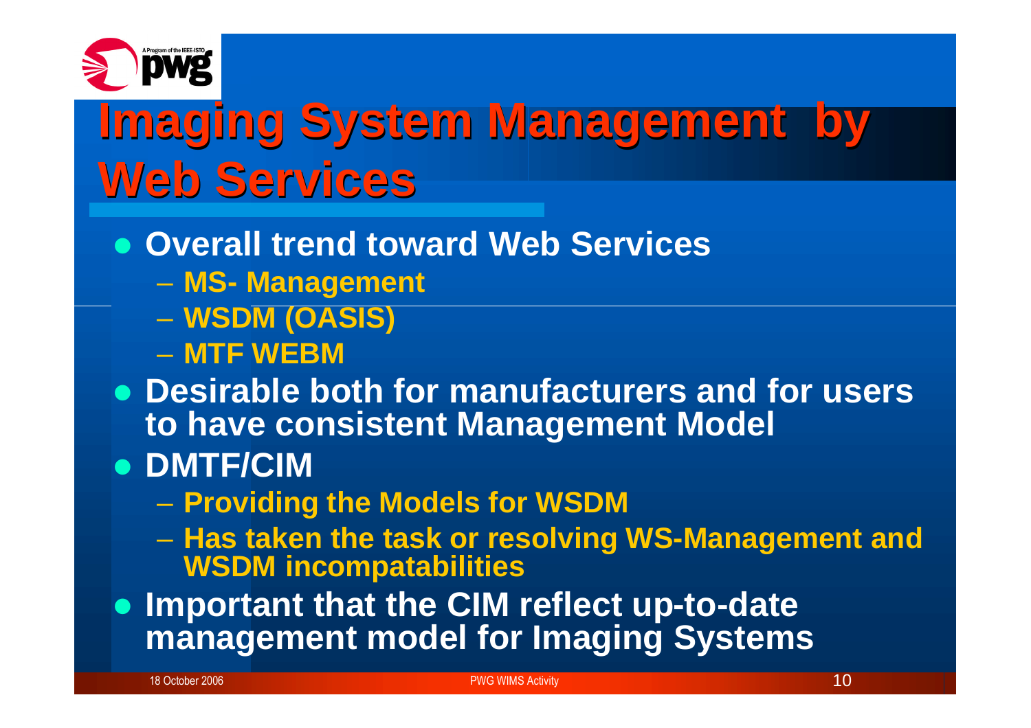# Imaging System Management by Web Services

- Overall trend toward Web Services
  - MS- Management
  - WSDM (OASIS)
  - MTF WEBM
- Desirable both for manufacturers and for users to have consistent Management Model
- DMTF/CIM
  - Providing the Models for WSDM
  - Has taken the task or resolving WS-Management and WSDM incompatabilities
- Important that the CIM reflect up-to-date management model for Imaging Systems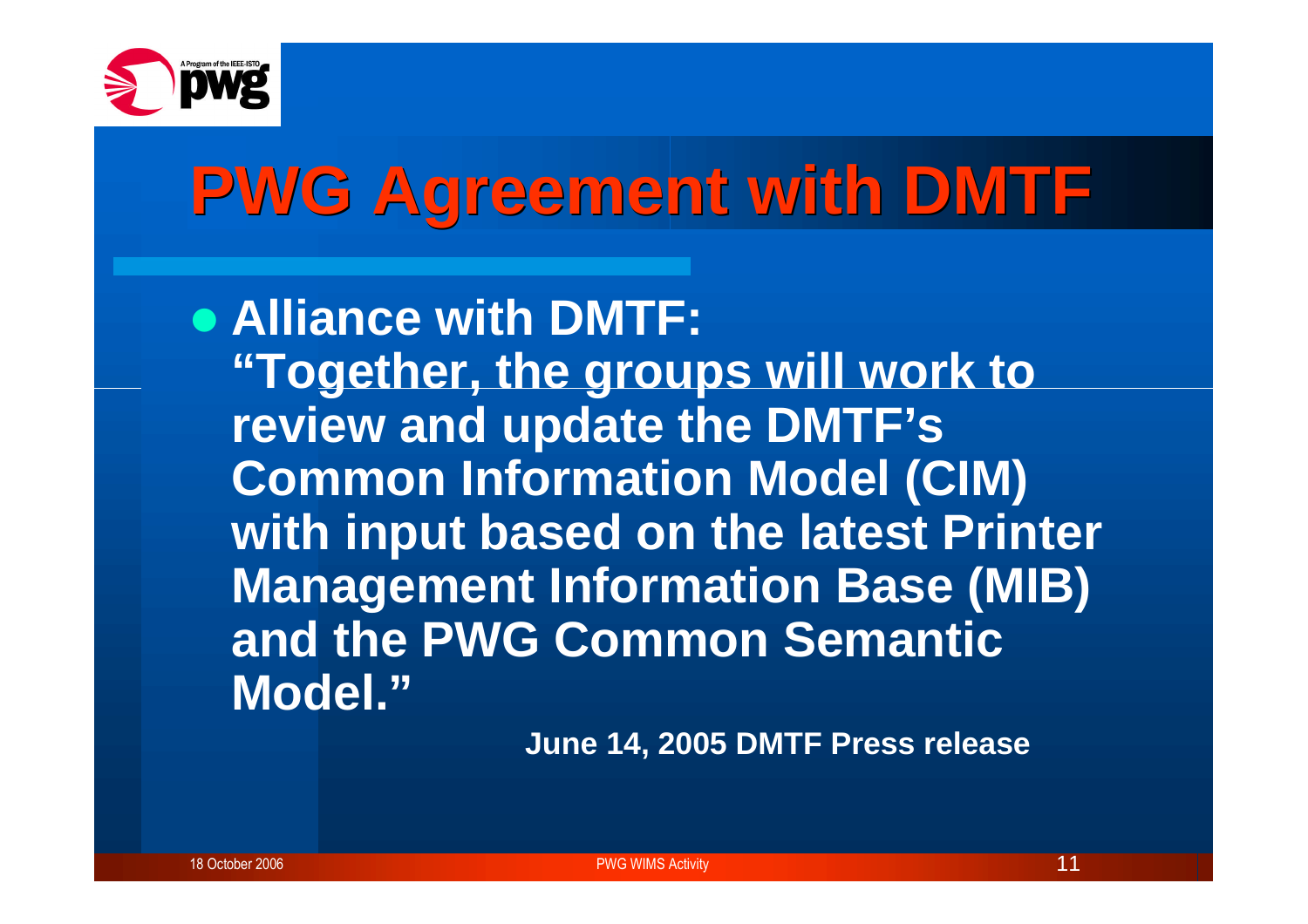# PWG Agreement with DMTF

- **Alliance with DMTF:**
  **"Together, the groups will work to review and update the DMTF's Common Information Model (CIM) with input based on the latest Printer Management Information Base (MIB) and the PWG Common Semantic Model."**

  **June 14, 2005 DMTF Press release**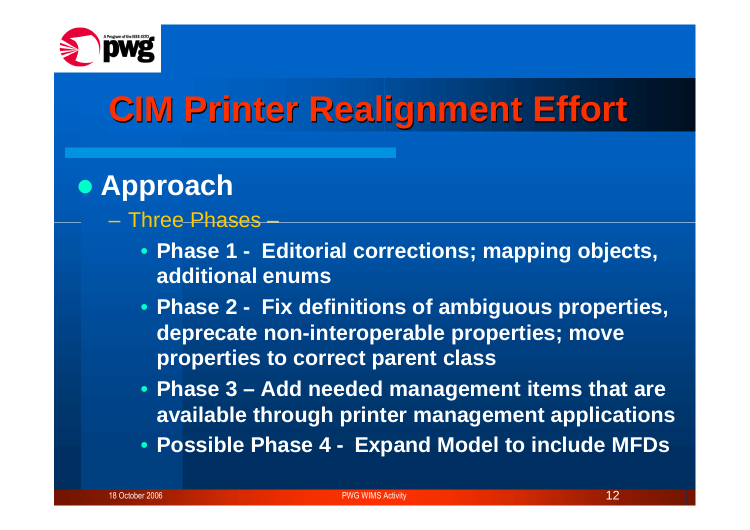# CIM Printer Realignment Effort

- **Approach**
  - Three Phases –
    - **Phase 1 - Editorial corrections; mapping objects, additional enums**
    - **Phase 2 - Fix definitions of ambiguous properties, deprecate non-interoperable properties; move properties to correct parent class**
    - **Phase 3 – Add needed management items that are available through printer management applications**
    - **Possible Phase 4 - Expand Model to include MFDs**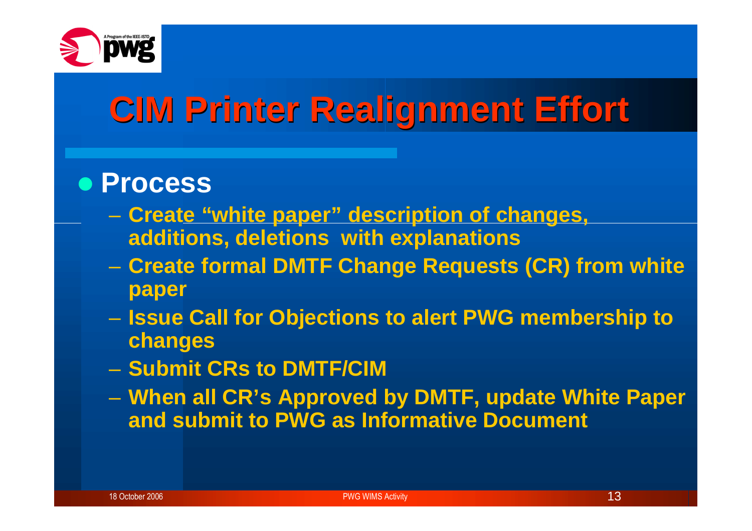# CIM Printer Realignment Effort

- **Process**
  - Create "white paper" description of changes, additions, deletions with explanations
  - Create formal DMTF Change Requests (CR) from white paper
  - Issue Call for Objections to alert PWG membership to changes
  - Submit CRs to DMTF/CIM
  - When all CR's Approved by DMTF, update White Paper and submit to PWG as Informative Document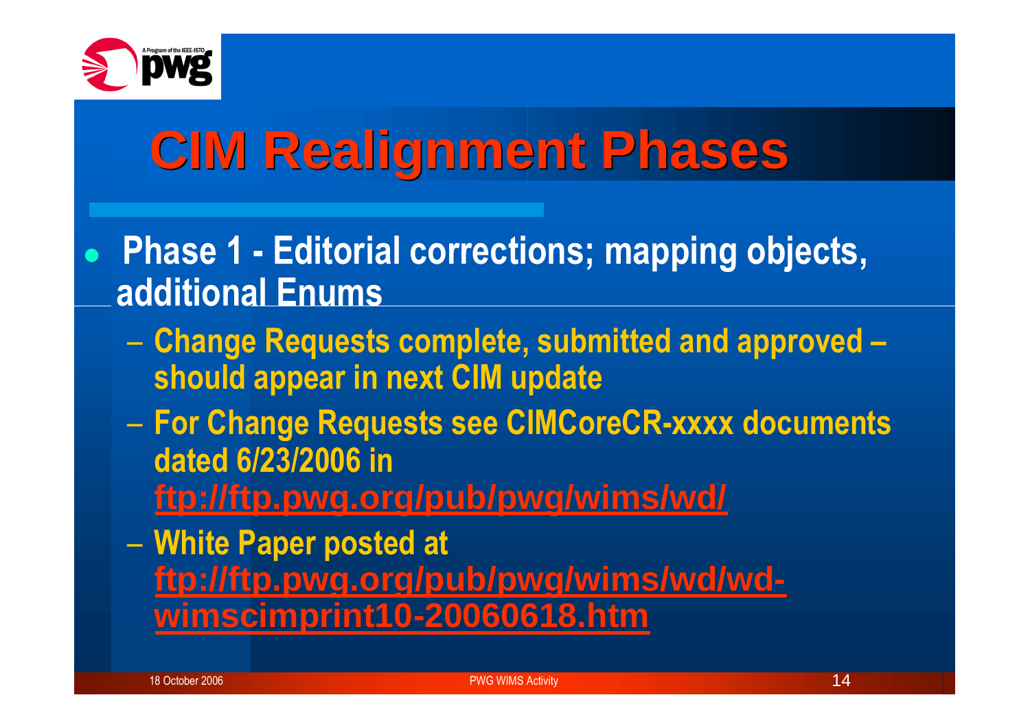# CIM Realignment Phases

- **Phase 1 - Editorial corrections; mapping objects, additional Enums**
  - Change Requests complete, submitted and approved – should appear in next CIM update
  - For Change Requests see CIMCoreCR-xxxx documents dated 6/23/2006 in ftp://ftp.pwg.org/pub/pwg/wims/wd/
  - White Paper posted at ftp://ftp.pwg.org/pub/pwg/wims/wd/wd-wimscimprint10-20060618.htm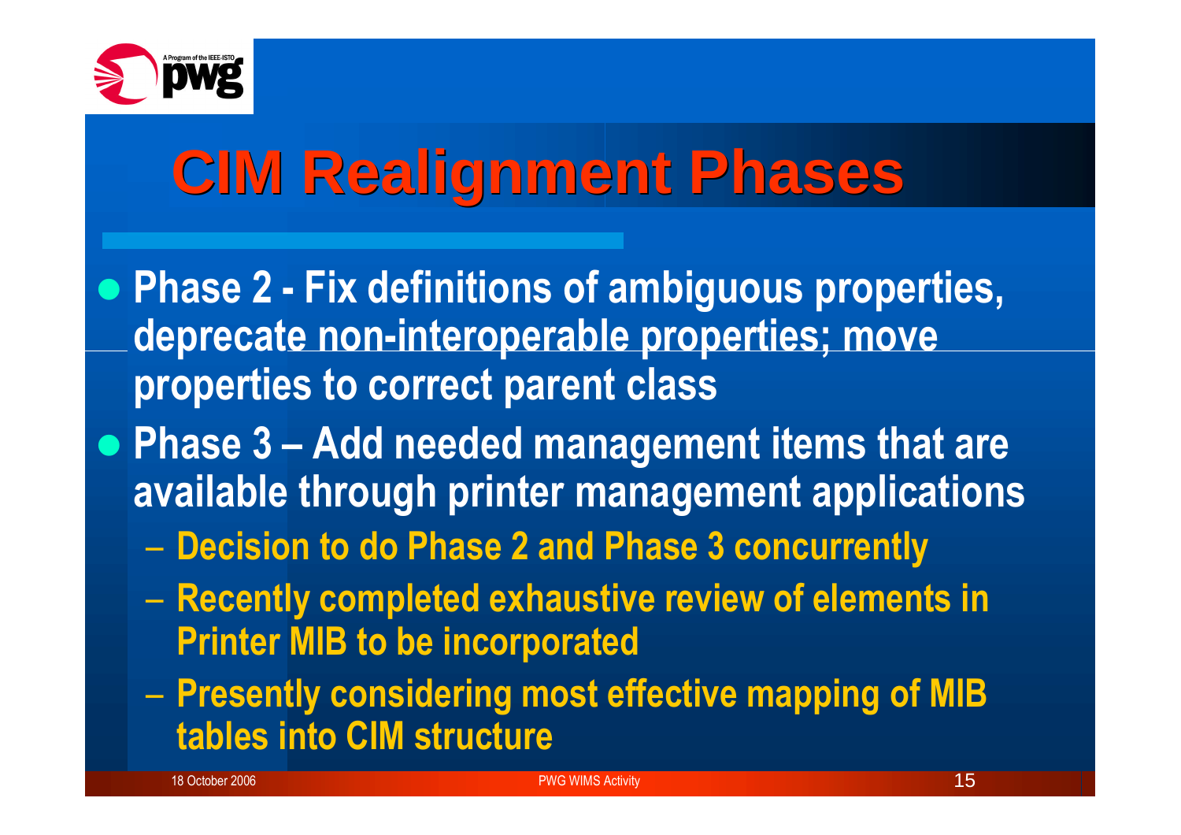# CIM Realignment Phases

- **Phase 2 - Fix definitions of ambiguous properties, deprecate non-interoperable properties; move properties to correct parent class**
- **Phase 3 – Add needed management items that are available through printer management applications**
  - **Decision to do Phase 2 and Phase 3 concurrently**
  - **Recently completed exhaustive review of elements in Printer MIB to be incorporated**
  - **Presently considering most effective mapping of MIB tables into CIM structure**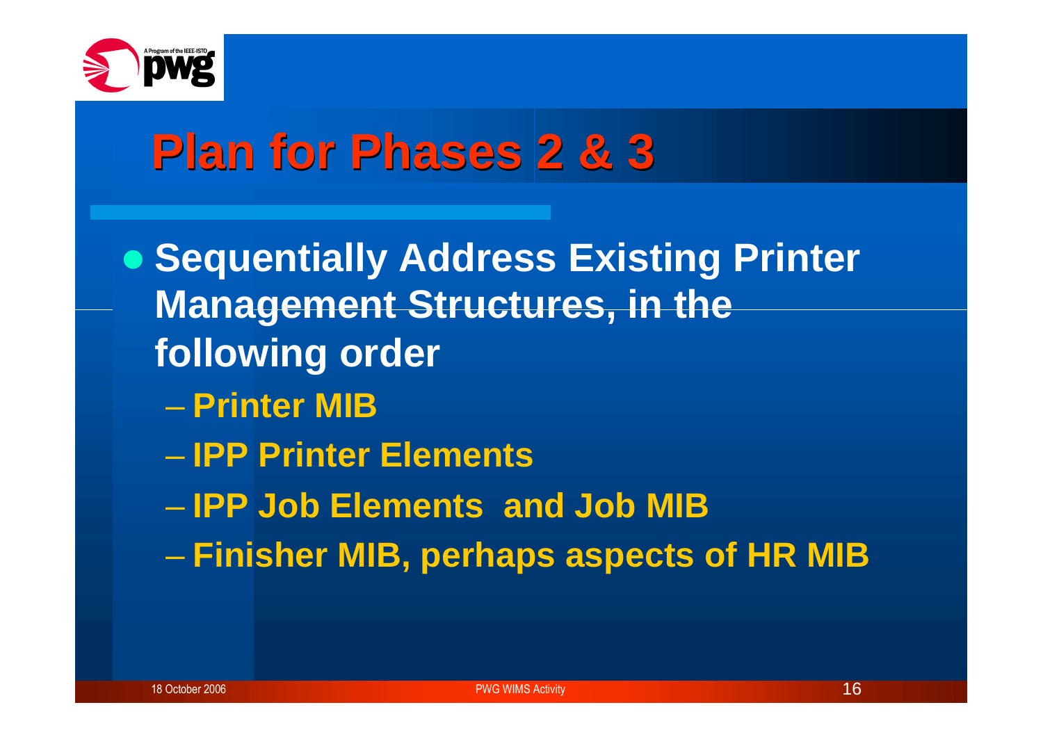# Plan for Phases 2 & 3

- Sequentially Address Existing Printer Management Structures, in the following order
  - Printer MIB
  - IPP Printer Elements
  - IPP Job Elements and Job MIB
  - Finisher MIB, perhaps aspects of HR MIB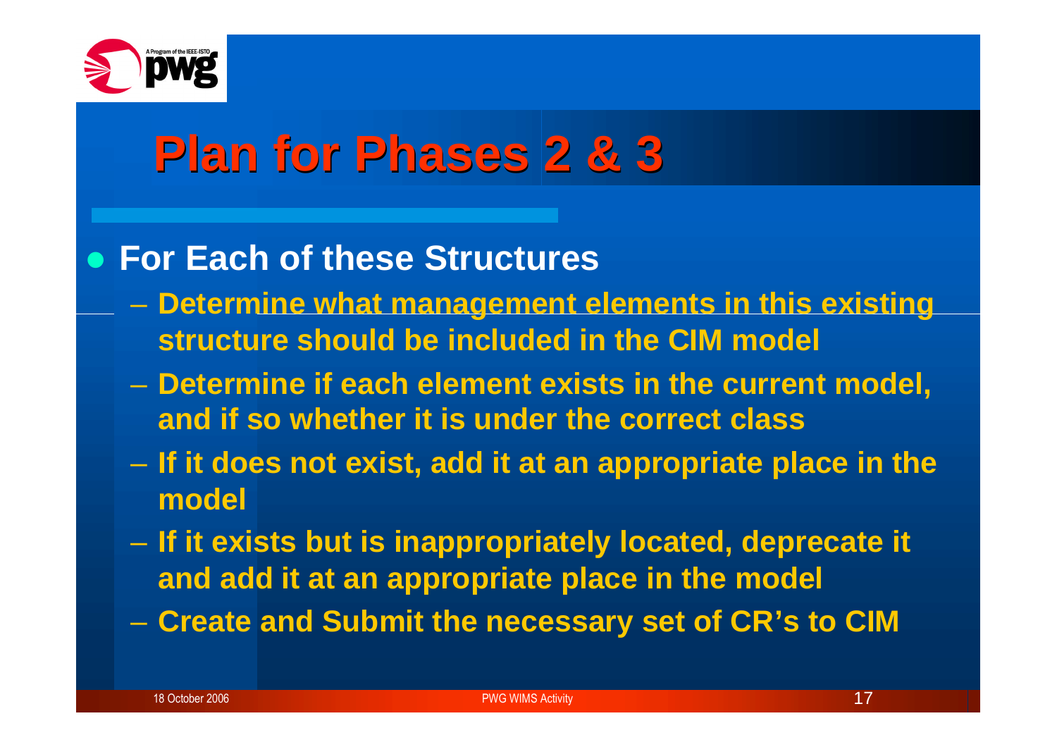# Plan for Phases 2 & 3

- **For Each of these Structures**
  - **Determine what management elements in this existing structure should be included in the CIM model**
  - **Determine if each element exists in the current model, and if so whether it is under the correct class**
  - **If it does not exist, add it at an appropriate place in the model**
  - **If it exists but is inappropriately located, deprecate it and add it at an appropriate place in the model**
  - **Create and Submit the necessary set of CR's to CIM**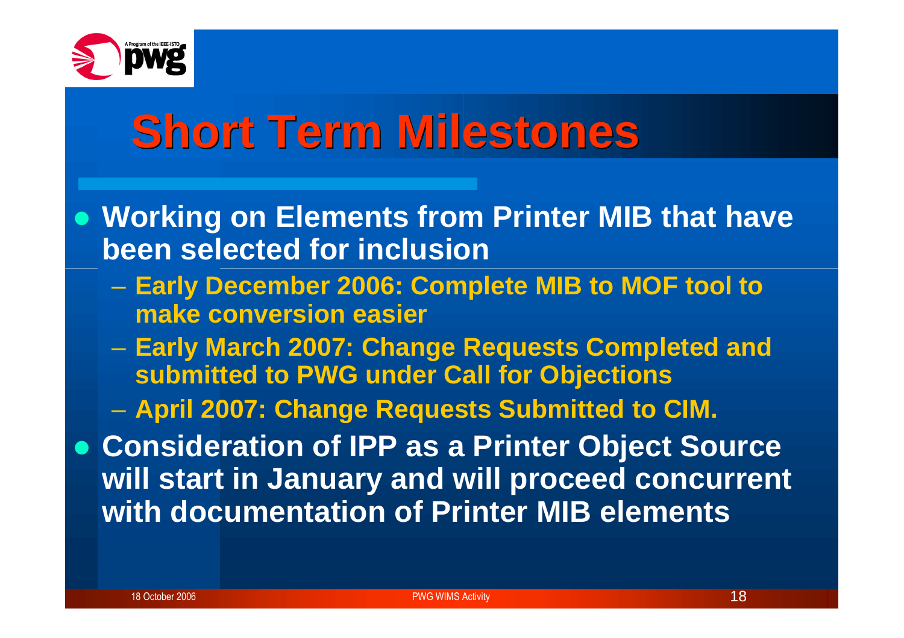# Short Term Milestones

- Working on Elements from Printer MIB that have been selected for inclusion
  - Early December 2006: Complete MIB to MOF tool to make conversion easier
  - Early March 2007: Change Requests Completed and submitted to PWG under Call for Objections
  - April 2007: Change Requests Submitted to CIM.
- Consideration of IPP as a Printer Object Source will start in January and will proceed concurrent with documentation of Printer MIB elements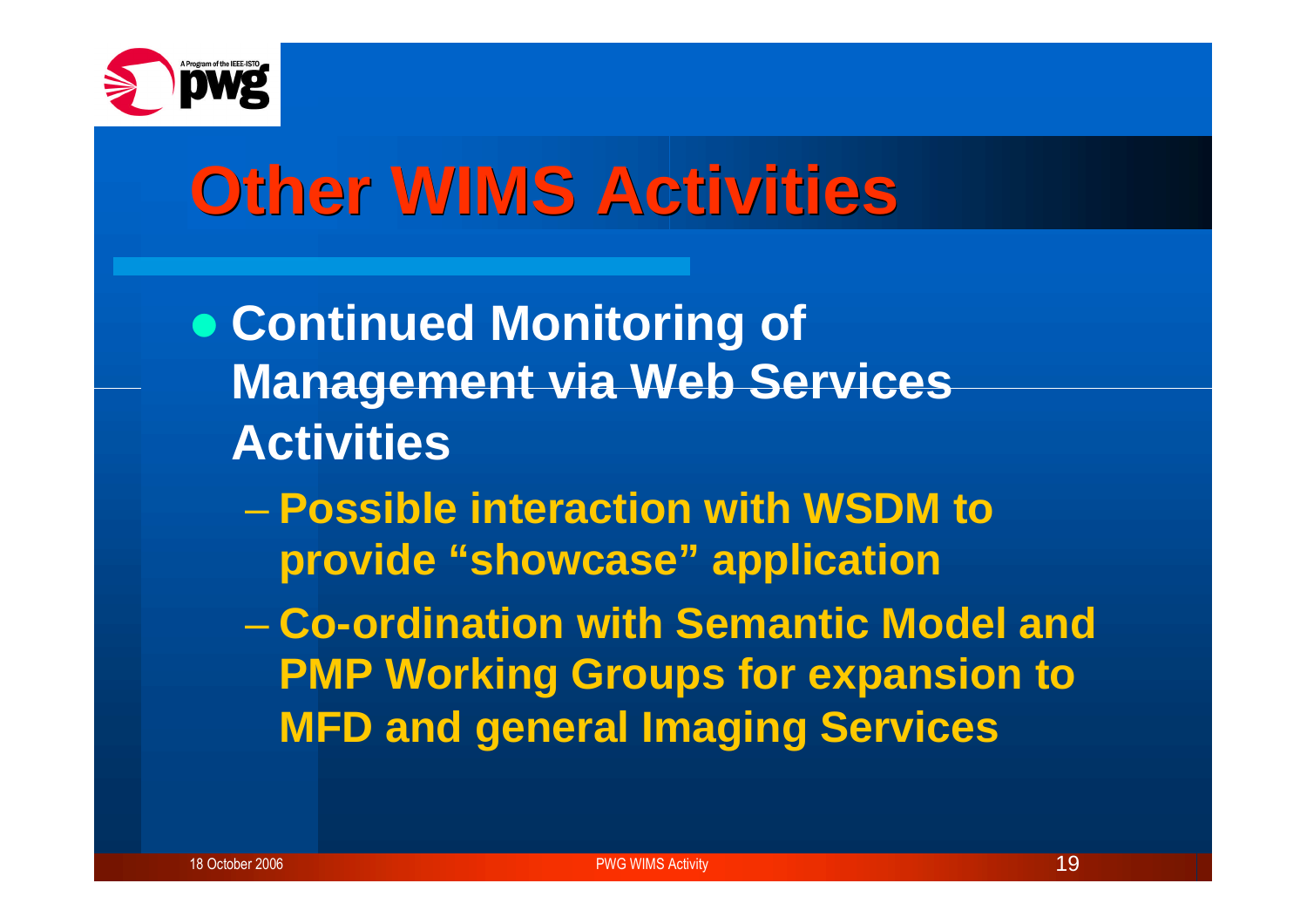# Other WIMS Activities

- Continued Monitoring of Management via Web Services Activities
  - Possible interaction with WSDM to provide “showcase” application
  - Co-ordination with Semantic Model and PMP Working Groups for expansion to MFD and general Imaging Services